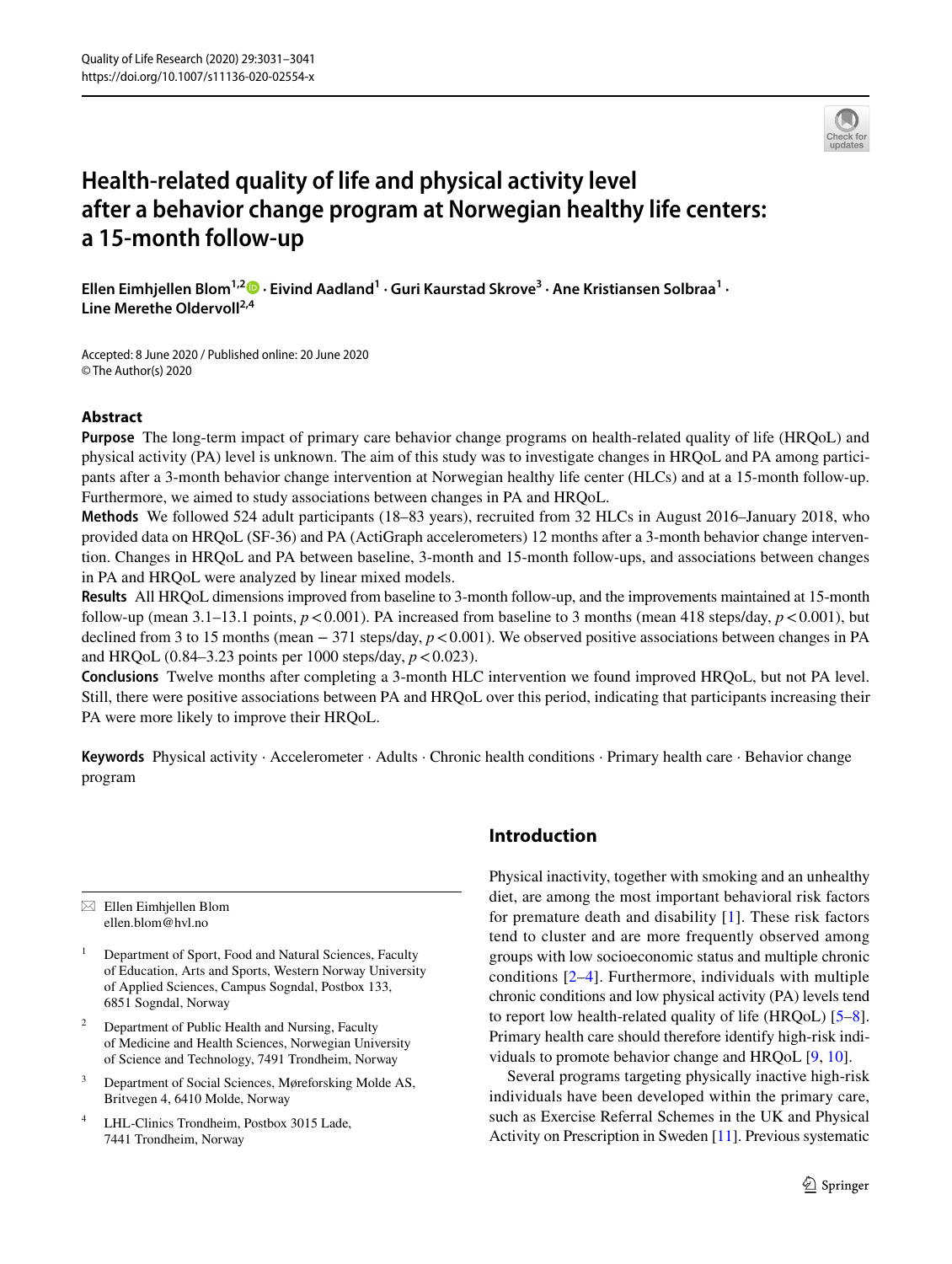# Health-related quality of life and physical activity level after a behavior change program at Norwegian healthy life centers: a 15-month follow-up

**Ellen Eimhjellen Blom[1,2] · Eivind Aadland[1] · Guri Kaurstad Skrove[3] · Ane Kristiansen Solbraa[1] · Line Merethe Oldervoll[2,4]**

Accepted: 8 June 2020 / Published online: 20 June 2020
© The Author(s) 2020

## Abstract

**Purpose** The long-term impact of primary care behavior change programs on health-related quality of life (HRQoL) and physical activity (PA) level is unknown. The aim of this study was to investigate changes in HRQoL and PA among participants after a 3-month behavior change intervention at Norwegian healthy life centers (HLCs) and at a 15-month follow-up. Furthermore, we aimed to study associations between changes in PA and HRQoL.

**Methods** We followed 524 adult participants (18–83 years), recruited from 32 HLCs in August 2016–January 2018, who provided data on HRQoL (SF-36) and PA (ActiGraph accelerometers) 12 months after a 3-month behavior change intervention. Changes in HRQoL and PA between baseline, 3-month and 15-month follow-ups, and associations between changes in PA and HRQoL were analyzed by linear mixed models.

**Results** All HRQoL dimensions improved from baseline to 3-month follow-up, and the improvements maintained at 15-month follow-up (mean 3.1–13.1 points, $p < 0.001$). PA increased from baseline to 3 months (mean 418 steps/day, $p < 0.001$), but declined from 3 to 15 months (mean − 371 steps/day, $p < 0.001$). We observed positive associations between changes in PA and HRQoL (0.84–3.23 points per 1000 steps/day, $p < 0.023$).

**Conclusions** Twelve months after completing a 3-month HLC intervention we found improved HRQoL, but not PA level. Still, there were positive associations between PA and HRQoL over this period, indicating that participants increasing their PA were more likely to improve their HRQoL.

**Keywords** Physical activity · Accelerometer · Adults · Chronic health conditions · Primary health care · Behavior change program

## Introduction

Physical inactivity, together with smoking and an unhealthy diet, are among the most important behavioral risk factors for premature death and disability [1]. These risk factors tend to cluster and are more frequently observed among groups with low socioeconomic status and multiple chronic conditions [2–4]. Furthermore, individuals with multiple chronic conditions and low physical activity (PA) levels tend to report low health-related quality of life (HRQoL) [5–8]. Primary health care should therefore identify high-risk individuals to promote behavior change and HRQoL [9, 10].

Several programs targeting physically inactive high-risk individuals have been developed within the primary care, such as Exercise Referral Schemes in the UK and Physical Activity on Prescription in Sweden [11]. Previous systematic

---

✉ Ellen Eimhjellen Blom
ellen.blom@hvl.no

1 Department of Sport, Food and Natural Sciences, Faculty of Education, Arts and Sports, Western Norway University of Applied Sciences, Campus Sogndal, Postbox 133, 6851 Sogndal, Norway

2 Department of Public Health and Nursing, Faculty of Medicine and Health Sciences, Norwegian University of Science and Technology, 7491 Trondheim, Norway

3 Department of Social Sciences, Møreforsking Molde AS, Britvegen 4, 6410 Molde, Norway

4 LHL-Clinics Trondheim, Postbox 3015 Lade, 7441 Trondheim, Norway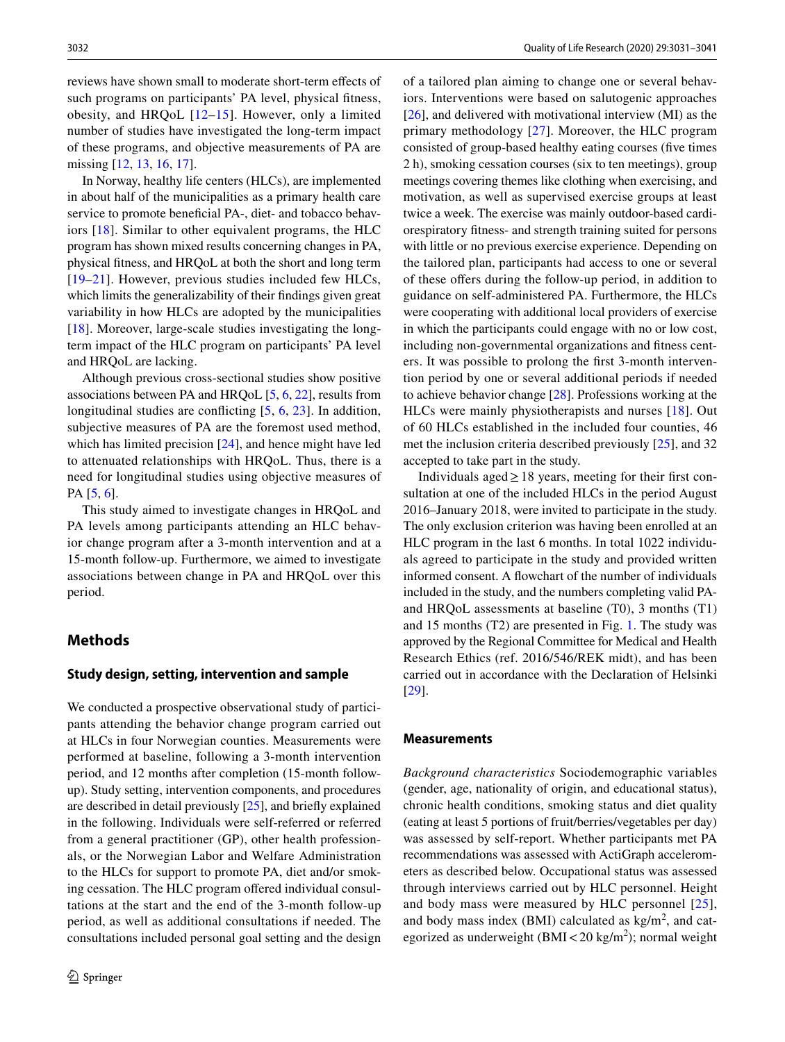reviews have shown small to moderate short-term effects of such programs on participants' PA level, physical fitness, obesity, and HRQoL [12–15]. However, only a limited number of studies have investigated the long-term impact of these programs, and objective measurements of PA are missing [12, 13, 16, 17].

In Norway, healthy life centers (HLCs), are implemented in about half of the municipalities as a primary health care service to promote beneficial PA-, diet- and tobacco behaviors [18]. Similar to other equivalent programs, the HLC program has shown mixed results concerning changes in PA, physical fitness, and HRQoL at both the short and long term [19–21]. However, previous studies included few HLCs, which limits the generalizability of their findings given great variability in how HLCs are adopted by the municipalities [18]. Moreover, large-scale studies investigating the long-term impact of the HLC program on participants' PA level and HRQoL are lacking.

Although previous cross-sectional studies show positive associations between PA and HRQoL [5, 6, 22], results from longitudinal studies are conflicting [5, 6, 23]. In addition, subjective measures of PA are the foremost used method, which has limited precision [24], and hence might have led to attenuated relationships with HRQoL. Thus, there is a need for longitudinal studies using objective measures of PA [5, 6].

This study aimed to investigate changes in HRQoL and PA levels among participants attending an HLC behavior change program after a 3-month intervention and at a 15-month follow-up. Furthermore, we aimed to investigate associations between change in PA and HRQoL over this period.

## Methods

### Study design, setting, intervention and sample

We conducted a prospective observational study of participants attending the behavior change program carried out at HLCs in four Norwegian counties. Measurements were performed at baseline, following a 3-month intervention period, and 12 months after completion (15-month follow-up). Study setting, intervention components, and procedures are described in detail previously [25], and briefly explained in the following. Individuals were self-referred or referred from a general practitioner (GP), other health professionals, or the Norwegian Labor and Welfare Administration to the HLCs for support to promote PA, diet and/or smoking cessation. The HLC program offered individual consultations at the start and the end of the 3-month follow-up period, as well as additional consultations if needed. The consultations included personal goal setting and the design of a tailored plan aiming to change one or several behaviors. Interventions were based on salutogenic approaches [26], and delivered with motivational interview (MI) as the primary methodology [27]. Moreover, the HLC program consisted of group-based healthy eating courses (five times 2 h), smoking cessation courses (six to ten meetings), group meetings covering themes like clothing when exercising, and motivation, as well as supervised exercise groups at least twice a week. The exercise was mainly outdoor-based cardiorespiratory fitness- and strength training suited for persons with little or no previous exercise experience. Depending on the tailored plan, participants had access to one or several of these offers during the follow-up period, in addition to guidance on self-administered PA. Furthermore, the HLCs were cooperating with additional local providers of exercise in which the participants could engage with no or low cost, including non-governmental organizations and fitness centers. It was possible to prolong the first 3-month intervention period by one or several additional periods if needed to achieve behavior change [28]. Professions working at the HLCs were mainly physiotherapists and nurses [18]. Out of 60 HLCs established in the included four counties, 46 met the inclusion criteria described previously [25], and 32 accepted to take part in the study.

Individuals aged ≥ 18 years, meeting for their first consultation at one of the included HLCs in the period August 2016–January 2018, were invited to participate in the study. The only exclusion criterion was having been enrolled at an HLC program in the last 6 months. In total 1022 individuals agreed to participate in the study and provided written informed consent. A flowchart of the number of individuals included in the study, and the numbers completing valid PA- and HRQoL assessments at baseline (T0), 3 months (T1) and 15 months (T2) are presented in Fig. 1. The study was approved by the Regional Committee for Medical and Health Research Ethics (ref. 2016/546/REK midt), and has been carried out in accordance with the Declaration of Helsinki [29].

### Measurements

*Background characteristics* Sociodemographic variables (gender, age, nationality of origin, and educational status), chronic health conditions, smoking status and diet quality (eating at least 5 portions of fruit/berries/vegetables per day) was assessed by self-report. Whether participants met PA recommendations was assessed with ActiGraph accelerometers as described below. Occupational status was assessed through interviews carried out by HLC personnel. Height and body mass were measured by HLC personnel [25], and body mass index (BMI) calculated as kg/m$^2$, and categorized as underweight (BMI < 20 kg/m$^2$); normal weight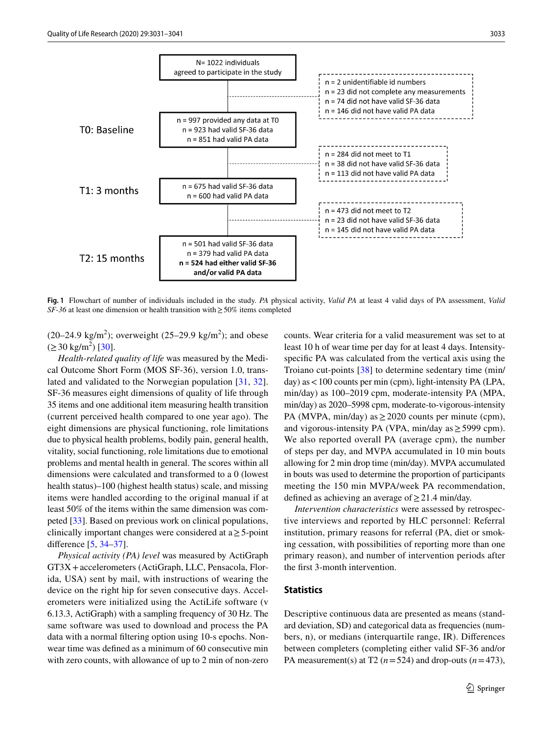N= 1022 individuals agreed to participate in the study

n = 2 unidentifiable id numbers
n = 23 did not complete any measurements
n = 74 did not have valid SF-36 data
n = 146 did not have valid PA data

T0: Baseline

n = 997 provided any data at T0
n = 923 had valid SF-36 data
n = 851 had valid PA data

n = 284 did not meet to T1
n = 38 did not have valid SF-36 data
n = 113 did not have valid PA data

T1: 3 months

n = 675 had valid SF-36 data
n = 600 had valid PA data

n = 473 did not meet to T2
n = 23 did not have valid SF-36 data
n = 145 did not have valid PA data

T2: 15 months

n = 501 had valid SF-36 data
n = 379 had valid PA data
**n = 524 had either valid SF-36 and/or valid PA data**

**Fig. 1** Flowchart of number of individuals included in the study. *PA* physical activity, *Valid PA* at least 4 valid days of PA assessment, *Valid SF-36* at least one dimension or health transition with ≥ 50% items completed

(20–24.9 kg/m$^2$); overweight (25–29.9 kg/m$^2$); and obese (≥ 30 kg/m$^2$) [30].

*Health-related quality of life* was measured by the Medical Outcome Short Form (MOS SF-36), version 1.0, translated and validated to the Norwegian population [31, 32]. SF-36 measures eight dimensions of quality of life through 35 items and one additional item measuring health transition (current perceived health compared to one year ago). The eight dimensions are physical functioning, role limitations due to physical health problems, bodily pain, general health, vitality, social functioning, role limitations due to emotional problems and mental health in general. The scores within all dimensions were calculated and transformed to a 0 (lowest health status)–100 (highest health status) scale, and missing items were handled according to the original manual if at least 50% of the items within the same dimension was competed [33]. Based on previous work on clinical populations, clinically important changes were considered at a ≥ 5-point difference [5, 34–37].

*Physical activity (PA) level* was measured by ActiGraph GT3X + accelerometers (ActiGraph, LLC, Pensacola, Florida, USA) sent by mail, with instructions of wearing the device on the right hip for seven consecutive days. Accelerometers were initialized using the ActiLife software (v 6.13.3, ActiGraph) with a sampling frequency of 30 Hz. The same software was used to download and process the PA data with a normal filtering option using 10-s epochs. Non-wear time was defined as a minimum of 60 consecutive min with zero counts, with allowance of up to 2 min of non-zero counts. Wear criteria for a valid measurement was set to at least 10 h of wear time per day for at least 4 days. Intensity-specific PA was calculated from the vertical axis using the Troiano cut-points [38] to determine sedentary time (min/day) as < 100 counts per min (cpm), light-intensity PA (LPA, min/day) as 100–2019 cpm, moderate-intensity PA (MPA, min/day) as 2020–5998 cpm, moderate-to-vigorous-intensity PA (MVPA, min/day) as ≥ 2020 counts per minute (cpm), and vigorous-intensity PA (VPA, min/day as ≥ 5999 cpm). We also reported overall PA (average cpm), the number of steps per day, and MVPA accumulated in 10 min bouts allowing for 2 min drop time (min/day). MVPA accumulated in bouts was used to determine the proportion of participants meeting the 150 min MVPA/week PA recommendation, defined as achieving an average of ≥ 21.4 min/day.

*Intervention characteristics* were assessed by retrospective interviews and reported by HLC personnel: Referral institution, primary reasons for referral (PA, diet or smoking cessation, with possibilities of reporting more than one primary reason), and number of intervention periods after the first 3-month intervention.

## Statistics

Descriptive continuous data are presented as means (standard deviation, SD) and categorical data as frequencies (numbers, n), or medians (interquartile range, IR). Differences between completers (completing either valid SF-36 and/or PA measurement(s) at T2 ($n = 524$) and drop-outs ($n = 473$),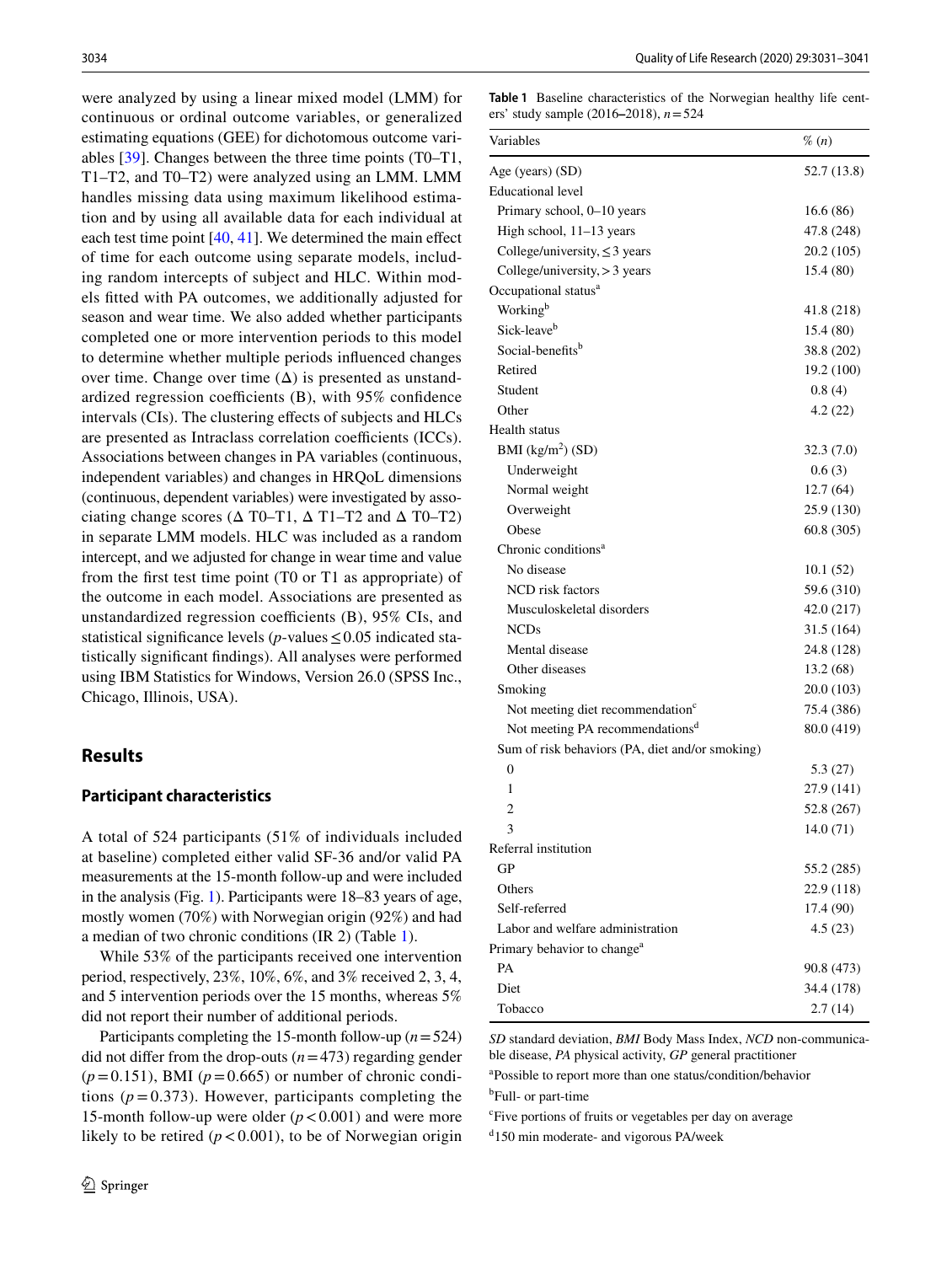were analyzed by using a linear mixed model (LMM) for continuous or ordinal outcome variables, or generalized estimating equations (GEE) for dichotomous outcome variables [39]. Changes between the three time points (T0–T1, T1–T2, and T0–T2) were analyzed using an LMM. LMM handles missing data using maximum likelihood estimation and by using all available data for each individual at each test time point [40, 41]. We determined the main effect of time for each outcome using separate models, including random intercepts of subject and HLC. Within models fitted with PA outcomes, we additionally adjusted for season and wear time. We also added whether participants completed one or more intervention periods to this model to determine whether multiple periods influenced changes over time. Change over time (Δ) is presented as unstandardized regression coefficients (B), with 95% confidence intervals (CIs). The clustering effects of subjects and HLCs are presented as Intraclass correlation coefficients (ICCs). Associations between changes in PA variables (continuous, independent variables) and changes in HRQoL dimensions (continuous, dependent variables) were investigated by associating change scores (Δ T0–T1, Δ T1–T2 and Δ T0–T2) in separate LMM models. HLC was included as a random intercept, and we adjusted for change in wear time and value from the first test time point (T0 or T1 as appropriate) of the outcome in each model. Associations are presented as unstandardized regression coefficients (B), 95% CIs, and statistical significance levels ($p$-values $\leq 0.05$ indicated statistically significant findings). All analyses were performed using IBM Statistics for Windows, Version 26.0 (SPSS Inc., Chicago, Illinois, USA).

## Results

### Participant characteristics

A total of 524 participants (51% of individuals included at baseline) completed either valid SF-36 and/or valid PA measurements at the 15-month follow-up and were included in the analysis (Fig. 1). Participants were 18–83 years of age, mostly women (70%) with Norwegian origin (92%) and had a median of two chronic conditions (IR 2) (Table 1).

While 53% of the participants received one intervention period, respectively, 23%, 10%, 6%, and 3% received 2, 3, 4, and 5 intervention periods over the 15 months, whereas 5% did not report their number of additional periods.

Participants completing the 15-month follow-up ($n = 524$) did not differ from the drop-outs ($n = 473$) regarding gender ($p = 0.151$), BMI ($p = 0.665$) or number of chronic conditions ($p = 0.373$). However, participants completing the 15-month follow-up were older ($p < 0.001$) and were more likely to be retired ($p < 0.001$), to be of Norwegian origin

**Table 1** Baseline characteristics of the Norwegian healthy life centers' study sample (2016–2018), $n = 524$

| Variables | % (n) |
|---|---|
| Age (years) (SD) | 52.7 (13.8) |
| Educational level | |
| Primary school, 0–10 years | 16.6 (86) |
| High school, 11–13 years | 47.8 (248) |
| College/university, ≤ 3 years | 20.2 (105) |
| College/university, > 3 years | 15.4 (80) |
| Occupational status[a] | |
| Working[b] | 41.8 (218) |
| Sick-leave[b] | 15.4 (80) |
| Social-benefits[b] | 38.8 (202) |
| Retired | 19.2 (100) |
| Student | 0.8 (4) |
| Other | 4.2 (22) |
| Health status | |
| BMI (kg/m$^2$) (SD) | 32.3 (7.0) |
| Underweight | 0.6 (3) |
| Normal weight | 12.7 (64) |
| Overweight | 25.9 (130) |
| Obese | 60.8 (305) |
| Chronic conditions[a] | |
| No disease | 10.1 (52) |
| NCD risk factors | 59.6 (310) |
| Musculoskeletal disorders | 42.0 (217) |
| NCDs | 31.5 (164) |
| Mental disease | 24.8 (128) |
| Other diseases | 13.2 (68) |
| Smoking | 20.0 (103) |
| Not meeting diet recommendation[c] | 75.4 (386) |
| Not meeting PA recommendations[d] | 80.0 (419) |
| Sum of risk behaviors (PA, diet and/or smoking) | |
| 0 | 5.3 (27) |
| 1 | 27.9 (141) |
| 2 | 52.8 (267) |
| 3 | 14.0 (71) |
| Referral institution | |
| GP | 55.2 (285) |
| Others | 22.9 (118) |
| Self-referred | 17.4 (90) |
| Labor and welfare administration | 4.5 (23) |
| Primary behavior to change[a] | |
| PA | 90.8 (473) |
| Diet | 34.4 (178) |
| Tobacco | 2.7 (14) |

*SD* standard deviation, *BMI* Body Mass Index, *NCD* non-communicable disease, *PA* physical activity, *GP* general practitioner

[a]Possible to report more than one status/condition/behavior

[b]Full- or part-time

[c]Five portions of fruits or vegetables per day on average

[d]150 min moderate- and vigorous PA/week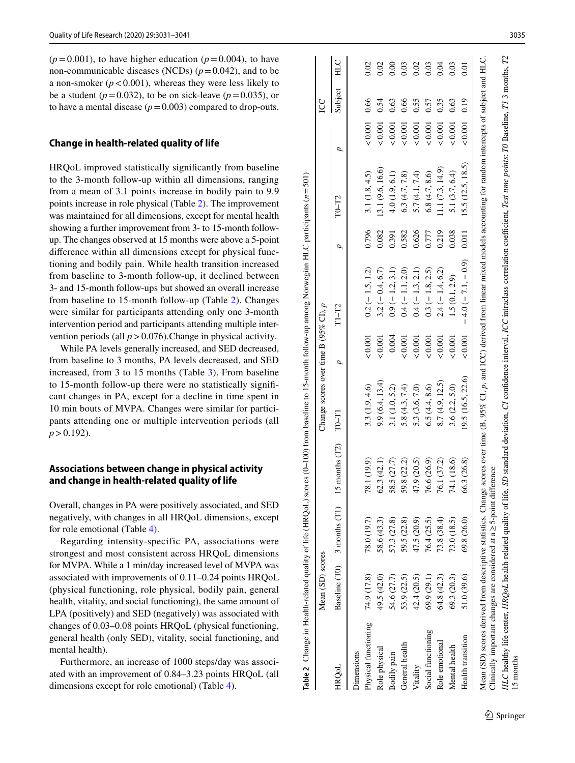($p=0.001$), to have higher education ($p=0.004$), to have non-communicable diseases (NCDs) ($p=0.042$), and to be a non-smoker ($p<0.001$), whereas they were less likely to be a student ($p=0.032$), to be on sick-leave ($p=0.035$), or to have a mental disease ($p=0.003$) compared to drop-outs.

### Change in health-related quality of life

HRQoL improved statistically significantly from baseline to the 3-month follow-up within all dimensions, ranging from a mean of 3.1 points increase in bodily pain to 9.9 points increase in role physical (Table 2). The improvement was maintained for all dimensions, except for mental health showing a further improvement from 3- to 15-month follow-up. The changes observed at 15 months were above a 5-point difference within all dimensions except for physical functioning and bodily pain. While health transition increased from baseline to 3-month follow-up, it declined between 3- and 15-month follow-ups but showed an overall increase from baseline to 15-month follow-up (Table 2). Changes were similar for participants attending only one 3-month intervention period and participants attending multiple intervention periods (all $p>0.076$).Change in physical activity.

While PA levels generally increased, and SED decreased, from baseline to 3 months, PA levels decreased, and SED increased, from 3 to 15 months (Table 3). From baseline to 15-month follow-up there were no statistically significant changes in PA, except for a decline in time spent in 10 min bouts of MVPA. Changes were similar for participants attending one or multiple intervention periods (all $p>0.192$).

### Associations between change in physical activity and change in health-related quality of life

Overall, changes in PA were positively associated, and SED negatively, with changes in all HRQoL dimensions, except for role emotional (Table 4).

Regarding intensity-specific PA, associations were strongest and most consistent across HRQoL dimensions for MVPA. While a 1 min/day increased level of MVPA was associated with improvements of 0.11–0.24 points HRQoL (physical functioning, role physical, bodily pain, general health, vitality, and social functioning), the same amount of LPA (positively) and SED (negatively) was associated with changes of 0.03–0.08 points HRQoL (physical functioning, general health (only SED), vitality, social functioning, and mental health).

Furthermore, an increase of 1000 steps/day was associated with an improvement of 0.84–3.23 points HRQoL (all dimensions except for role emotional) (Table 4).

**Table 2** Change in Health-related quality of life (HRQoL) scores (0–100) from baseline to 15-month follow-up among Norwegian HLC participants ($n=501$)

| HRQoL | Mean (SD) scores | | | Change scores over time B (95% CI), $p$ | | | | | | ICC | |
|---|---|---|---|---|---|---|---|---|---|---|---|
| | Baseline (T0) | 3 months (T1) | 15 months (T2) | T0–T1 | $p$ | T1–T2 | $p$ | T0–T2 | $p$ | Subject | HLC |
| Dimensions | | | | | | | | | | | |
| Physical functioning | 74.9 (17.8) | 78.0 (19.7) | 78.1 (19.9) | 3.3 (1.9, 4.6) | <0.001 | 0.2 (−1.5, 1.2) | 0.796 | 3.1 (1.8, 4.5) | <0.001 | 0.66 | 0.02 |
| Role physical | 49.5 (42.0) | 58.6 (43.3) | 62.3 (42.1) | 9.9 (6.4, 13.4) | <0.001 | 3.2 (−0.4, 6.7) | 0.082 | 13.1 (9.6, 16.6) | <0.001 | 0.54 | 0.02 |
| Bodily pain | 54.6 (27.7) | 57.3 (27.8) | 58.5 (27.7) | 3.1 (1.0, 5.2) | 0.004 | 0.9 (−1.2, 3.1) | 0.391 | 4.0 (1.9, 6.1) | <0.001 | 0.63 | 0.00 |
| General health | 53.9 (22.5) | 59.5 (22.8) | 59.8 (22.2) | 5.8 (4.3, 7.4) | <0.001 | 0.4 (−1.1, 2.0) | 0.582 | 6.3 (4.7, 7.8) | <0.001 | 0.66 | 0.03 |
| Vitality | 42.4 (20.5) | 47.5 (20.9) | 47.9 (20.5) | 5.3 (3.6, 7.0) | <0.001 | 0.4 (−1.3, 2.1) | 0.626 | 5.7 (4.1, 7.4) | <0.001 | 0.55 | 0.02 |
| Social functioning | 69.9 (29.1) | 76.4 (25.5) | 76.6 (26.9) | 6.5 (4.4, 8.6) | <0.001 | 0.3 (−1.8, 2.5) | 0.777 | 6.8 (4.7, 8.6) | <0.001 | 0.57 | 0.03 |
| Role emotional | 64.8 (42.3) | 73.8 (38.4) | 76.1 (37.2) | 8.7 (4.9, 12.5) | <0.001 | 2.4 (−1.4, 6.2) | 0.219 | 11.1 (7.3, 14.9) | <0.001 | 0.35 | 0.04 |
| Mental health | 69.3 (20.3) | 73.0 (18.5) | 74.1 (18.6) | 3.6 (2.2, 5.0) | <0.001 | 1.5 (0.1, 2.9) | 0.038 | 5.1 (3.7, 6.4) | <0.001 | 0.63 | 0.03 |
| Health transition | 51.0 (39.6) | 69.8 (26.0) | 66.3 (26.8) | 19.5 (16.5, 22.6) | <0.001 | −4.0 (−7.1, −0.9) | 0.011 | 15.5 (12.5, 18.5) | <0.001 | 0.19 | 0.01 |

Mean (SD) scores derived from descriptive statistics. Change scores over time (B, 95% CI, $p$, and ICC) derived from linear mixed models accounting for random intercepts of subject and HLC. Clinically important changes are considered at a ≥5-point difference

*HLC* healthy life center, *HRQoL* health-related quality of life, *SD* standard deviation, *CI* confidence interval, *ICC* intraclass correlation coefficient. *Test time points*: *T0* Baseline, *T1* 3 months, *T2* 15 months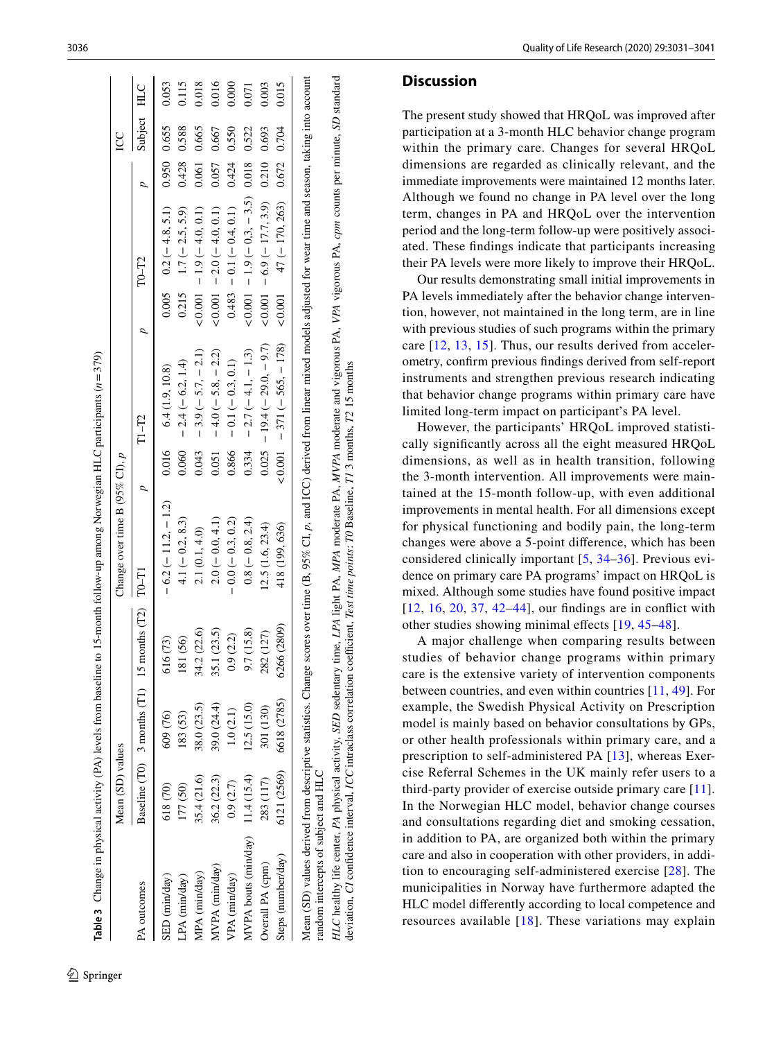**Table 3** Change in physical activity (PA) levels from baseline to 15-month follow-up among Norwegian HLC participants ($n = 379$)

| PA outcomes | Mean (SD) values | | | Change over time B (95% CI), *p* | | | | | | ICC | |
|---|---|---|---|---|---|---|---|---|---|---|---|
| | Baseline (T0) | 3 months (T1) | 15 months (T2) | T0–T1 | *p* | T1–T2 | *p* | T0–T2 | *p* | Subject | HLC |
| SED (min/day) | 618 (70) | 609 (76) | 616 (73) | − 6.2 (− 11.2, − 1.2) | 0.016 | 6.4 (1.9, 10.8) | 0.005 | 0.2 (− 4.8, 5.1) | 0.950 | 0.655 | 0.053 |
| LPA (min/day) | 177 (50) | 183 (53) | 181 (56) | 4.1 (− 0.2, 8.3) | 0.060 | − 2.4 (− 6.2, 1.4) | 0.215 | 1.7 (− 2.5, 5.9) | 0.428 | 0.588 | 0.115 |
| MPA (min/day) | 35.4 (21.6) | 38.0 (23.5) | 34.2 (22.6) | 2.1 (0.1, 4.0) | 0.043 | − 3.9 (− 5.7, − 2.1) | <0.001 | − 1.9 (− 4.0, 0.1) | 0.061 | 0.665 | 0.018 |
| MVPA (min/day) | 36.2 (22.3) | 39.0 (24.4) | 35.1 (23.5) | 2.0 (− 0.0, 4.1) | 0.051 | − 4.0 (− 5.8, − 2.2) | <0.001 | − 2.0 (− 4.0, 0.1) | 0.057 | 0.667 | 0.016 |
| VPA (min/day) | 0.9 (2.7) | 1.0 (2.1) | 0.9 (2.2) | − 0.0 (− 0.3, 0.2) | 0.866 | − 0.1 (− 0.3, 0.1) | 0.483 | − 0.1 (− 0.4, 0.1) | 0.424 | 0.550 | 0.000 |
| MVPA bouts (min/day) | 11.4 (15.4) | 12.5 (15.0) | 9.7 (15.8) | 0.8 (− 0.8, 2.4) | 0.334 | − 2.7 (− 4.1, − 1.3) | <0.001 | − 1.9 (− 0.3, − 3.5) | 0.018 | 0.522 | 0.071 |
| Overall PA (cpm) | 283 (117) | 301 (130) | 282 (127) | 12.5 (1.6, 23.4) | 0.025 | − 19.4 (− 29.0, − 9.7) | <0.001 | − 6.9 (− 17.7, 3.9) | 0.210 | 0.693 | 0.003 |
| Steps (number/day) | 6121 (2569) | 6618 (2785) | 6266 (2809) | 418 (199, 636) | <0.001 | − 371 (− 565, − 178) | <0.001 | 47 (− 170, 263) | 0.672 | 0.704 | 0.015 |

Mean (SD) values derived from descriptive statistics. Change scores over time (B, 95% CI, *p*, and ICC) derived from linear mixed models adjusted for wear time and season, taking into account random intercepts of subject and HLC

*HLC* healthy life center, *PA* physical activity, *SED* sedentary time, *LPA* light PA, *MPA* moderate PA, *MVPA* moderate and vigorous PA, *VPA* vigorous PA, *cpm* counts per minute, *SD* standard deviation, *CI* confidence interval, *ICC* intraclass correlation coefficient. *Test time points*: *T0* Baseline, *T1* 3 months, *T2* 15 months

## Discussion

The present study showed that HRQoL was improved after participation at a 3-month HLC behavior change program within the primary care. Changes for several HRQoL dimensions are regarded as clinically relevant, and the immediate improvements were maintained 12 months later. Although we found no change in PA level over the long term, changes in PA and HRQoL over the intervention period and the long-term follow-up were positively associated. These findings indicate that participants increasing their PA levels were more likely to improve their HRQoL.

Our results demonstrating small initial improvements in PA levels immediately after the behavior change intervention, however, not maintained in the long term, are in line with previous studies of such programs within the primary care [12, 13, 15]. Thus, our results derived from accelerometry, confirm previous findings derived from self-report instruments and strengthen previous research indicating that behavior change programs within primary care have limited long-term impact on participant's PA level.

However, the participants' HRQoL improved statistically significantly across all the eight measured HRQoL dimensions, as well as in health transition, following the 3-month intervention. All improvements were maintained at the 15-month follow-up, with even additional improvements in mental health. For all dimensions except for physical functioning and bodily pain, the long-term changes were above a 5-point difference, which has been considered clinically important [5, 34–36]. Previous evidence on primary care PA programs' impact on HRQoL is mixed. Although some studies have found positive impact [12, 16, 20, 37, 42–44], our findings are in conflict with other studies showing minimal effects [19, 45–48].

A major challenge when comparing results between studies of behavior change programs within primary care is the extensive variety of intervention components between countries, and even within countries [11, 49]. For example, the Swedish Physical Activity on Prescription model is mainly based on behavior consultations by GPs, or other health professionals within primary care, and a prescription to self-administered PA [13], whereas Exercise Referral Schemes in the UK mainly refer users to a third-party provider of exercise outside primary care [11]. In the Norwegian HLC model, behavior change courses and consultations regarding diet and smoking cessation, in addition to PA, are organized both within the primary care and also in cooperation with other providers, in addition to encouraging self-administered exercise [28]. The municipalities in Norway have furthermore adapted the HLC model differently according to local competence and resources available [18]. These variations may explain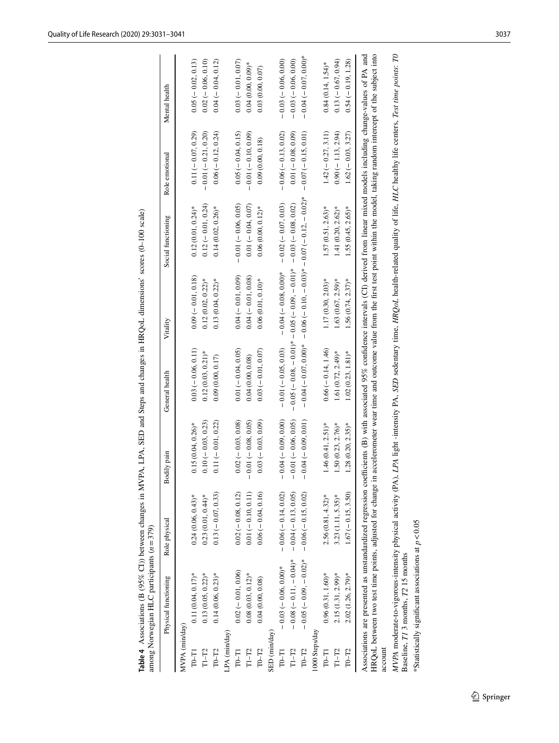**Table 4** Associations (B (95% CI)) between changes in MVPA, LPA, SED and Steps and changes in HRQoL dimensions' scores (0–100 scale) among Norwegian HLC participants ($n = 379$)

| | Physical functioning | Role physical | Bodily pain | General health | Vitality | Social functioning | Role emotional | Mental health |
|---|---|---|---|---|---|---|---|---|
| MVPA (min/day) | | | | | | | | |
| T0–T1 | 0.11 (0.04, 0.17)* | 0.24 (0.06, 0.43)* | 0.15 (0.04, 0.26)* | 0.03 (− 0.06, 0.11) | 0.09 (− 0.01, 0.18) | 0.12 (0.01, 0.24)* | 0.11 (− 0.07, 0.29) | 0.05 (− 0.02, 0.13) |
| T1–T2 | 0.13 (0.05, 0.22)* | 0.23 (0.01, 0.44)* | 0.10 (− 0.03, 0.23) | 0.12 (0.03, 0.21)* | 0.12 (0.02, 0.22)* | 0.12 (− 0.01, 0.24) | − 0.01 (− 0.21, 0.20) | 0.02 (− 0.06, 0.10) |
| T0–T2 | 0.14 (0.06, 0.23)* | 0.13 (− 0.07, 0.33) | 0.11 (− 0.01, 0.22) | 0.09 (0.00, 0.17) | 0.13 (0.04, 0.22)* | 0.14 (0.02, 0.26)* | 0.06 (− 0.12, 0.24) | 0.04 (− 0.04, 0.12) |
| LPA (min/day) | | | | | | | | |
| T0–T1 | 0.02 (− 0.01, 0.06) | 0.02 (− 0.08, 0.12) | 0.02 (− 0.03, 0.08) | 0.01 (− 0.04, 0.05) | 0.04 (− 0.01, 0.09) | − 0.01 (− 0.06, 0.05) | 0.05 (− 0.04, 0.15) | 0.03 (− 0.01, 0.07) |
| T1–T2 | 0.08 (0.03, 0.12)* | 0.01 (− 0.10, 0.11) | − 0.01 (− 0.08, 0.05) | 0.04 (0.00, 0.08) | 0.04 (− 0.01, 0.08) | 0.01 (− 0.04, 0.07) | − 0.01 (− 0.10, 0.09) | 0.04 (0.00, 0.09)* |
| T0–T2 | 0.04 (0.00, 0.08) | 0.06 (− 0.04, 0.16) | 0.03 (− 0.03, 0.09) | 0.03 (− 0.01, 0.07) | 0.06 (0.01, 0.10)* | 0.06 (0.00, 0.12)* | 0.09 (0.00, 0.18) | 0.03 (0.00, 0.07) |
| SED (min/day) | | | | | | | | |
| T0–T1 | − 0.03 (− 0.06, 0.00)* | − 0.06 (− 0.14, 0.02) | − 0.04 (− 0.09, 0.00) | − 0.01 (− 0.05, 0.03) | − 0.04 (− 0.08, 0.00)* | − 0.02 (− 0.07, 0.03) | − 0.06 (− 0.13, 0.02) | − 0.03 (− 0.06, 0.00) |
| T1–T2 | − 0.08 (− 0.11, − 0.04)* | − 0.04 (− 0.13, 0.05) | − 0.01 (− 0.06, 0.05) | − 0.05 (− 0.08, − 0.01)* | − 0.05 (− 0.09, − 0.01)* | − 0.03 (− 0.08, 0.02) | 0.01 (− 0.08, 0.09) | − 0.03 (− 0.06, 0.00) |
| T0–T2 | − 0.05 (− 0.09, − 0.02)* | − 0.06 (− 0.15, 0.02) | − 0.04 (− 0.09, 0.01) | − 0.04 (− 0.07, 0.00)* | − 0.06 (− 0.10, − 0.03)* | − 0.07 (− 0.12, − 0.02)* | − 0.07 (− 0.15, 0.01) | − 0.04 (− 0.07, 0.00)* |
| 1000 Steps/day | | | | | | | | |
| T0–T1 | 0.96 (0.31, 1.60)* | 2.56 (0.81, 4.32)* | 1.46 (0.41, 2.51)* | 0.66 (− 0.14, 1.46) | 1.17 (0.30, 2.03)* | 1.57 (0.51, 2.63)* | 1.42 (− 0.27, 3.11) | 0.84 (0.14, 1.54)* |
| T1–T2 | 2.15 (1.31, 2.99)* | 3.23 (1.11, 5.35)* | 1.50 (0.23, 2.76)* | 1.61 (0.72, 2.49)* | 1.63 (0.67, 2.59)* | 1.41 (0.20, 2.62)* | 0.90 (− 1.13, 2.94) | 0.13 (− 0.67, 0.94) |
| T0–T2 | 2.02 (1.26, 2.79)* | 1.67 (− 0.15, 3.50) | 1.28 (0.20, 2.35)* | 1.02 (0.23, 1.81)* | 1.56 (0.74, 2.37)* | 1.55 (0.45, 2.65)* | 1.62 (− 0.03, 3.27) | 0.54 (− 0.19, 1.28) |

Associations are presented as unstandardized regression coefficients (B) with associated 95% confidence intervals (CI) derived from linear mixed models including change-values of PA and HRQoL between two test time points, adjusted for change in accelerometer wear time and outcome value from the first test point within the model, taking random intercept of the subject into account

*MVPA* moderate-to-vigorous-intensity physical activity (PA), *LPA* light -intensity PA, *SED* sedentary time, *HRQoL* health-related quality of life, *HLC* healthy life centers, *Test time points*: *T0* Baseline, *T1* 3 months, *T2* 15 months

*Statistically significant associations at $p < 0.05$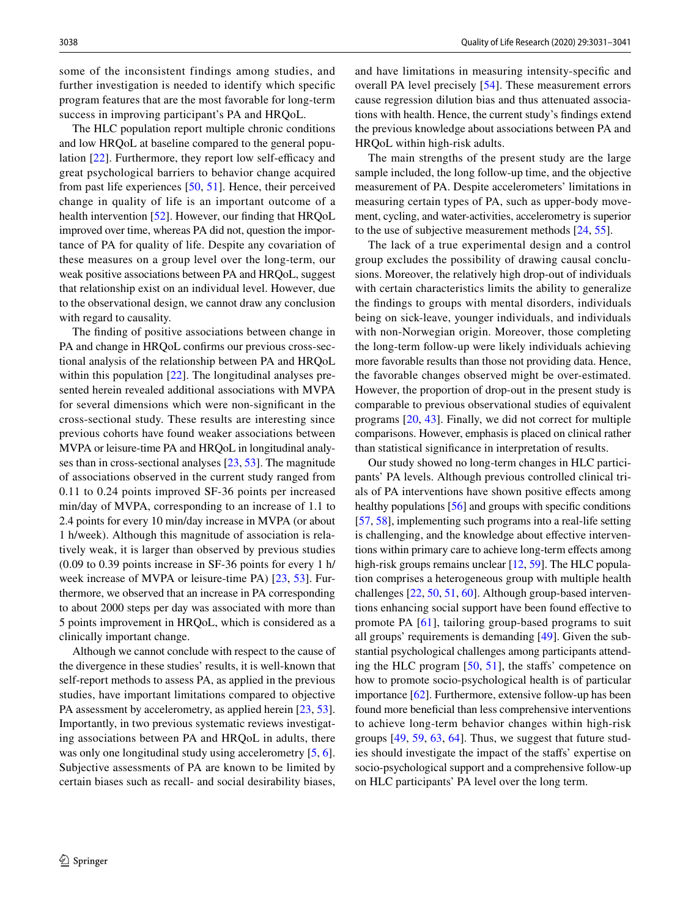some of the inconsistent findings among studies, and further investigation is needed to identify which specific program features that are the most favorable for long-term success in improving participant's PA and HRQoL.

The HLC population report multiple chronic conditions and low HRQoL at baseline compared to the general population [22]. Furthermore, they report low self-efficacy and great psychological barriers to behavior change acquired from past life experiences [50, 51]. Hence, their perceived change in quality of life is an important outcome of a health intervention [52]. However, our finding that HRQoL improved over time, whereas PA did not, question the importance of PA for quality of life. Despite any covariation of these measures on a group level over the long-term, our weak positive associations between PA and HRQoL, suggest that relationship exist on an individual level. However, due to the observational design, we cannot draw any conclusion with regard to causality.

The finding of positive associations between change in PA and change in HRQoL confirms our previous cross-sectional analysis of the relationship between PA and HRQoL within this population [22]. The longitudinal analyses presented herein revealed additional associations with MVPA for several dimensions which were non-significant in the cross-sectional study. These results are interesting since previous cohorts have found weaker associations between MVPA or leisure-time PA and HRQoL in longitudinal analyses than in cross-sectional analyses [23, 53]. The magnitude of associations observed in the current study ranged from 0.11 to 0.24 points improved SF-36 points per increased min/day of MVPA, corresponding to an increase of 1.1 to 2.4 points for every 10 min/day increase in MVPA (or about 1 h/week). Although this magnitude of association is relatively weak, it is larger than observed by previous studies (0.09 to 0.39 points increase in SF-36 points for every 1 h/week increase of MVPA or leisure-time PA) [23, 53]. Furthermore, we observed that an increase in PA corresponding to about 2000 steps per day was associated with more than 5 points improvement in HRQoL, which is considered as a clinically important change.

Although we cannot conclude with respect to the cause of the divergence in these studies' results, it is well-known that self-report methods to assess PA, as applied in the previous studies, have important limitations compared to objective PA assessment by accelerometry, as applied herein [23, 53]. Importantly, in two previous systematic reviews investigating associations between PA and HRQoL in adults, there was only one longitudinal study using accelerometry [5, 6]. Subjective assessments of PA are known to be limited by certain biases such as recall- and social desirability biases, and have limitations in measuring intensity-specific and overall PA level precisely [54]. These measurement errors cause regression dilution bias and thus attenuated associations with health. Hence, the current study's findings extend the previous knowledge about associations between PA and HRQoL within high-risk adults.

The main strengths of the present study are the large sample included, the long follow-up time, and the objective measurement of PA. Despite accelerometers' limitations in measuring certain types of PA, such as upper-body movement, cycling, and water-activities, accelerometry is superior to the use of subjective measurement methods [24, 55].

The lack of a true experimental design and a control group excludes the possibility of drawing causal conclusions. Moreover, the relatively high drop-out of individuals with certain characteristics limits the ability to generalize the findings to groups with mental disorders, individuals being on sick-leave, younger individuals, and individuals with non-Norwegian origin. Moreover, those completing the long-term follow-up were likely individuals achieving more favorable results than those not providing data. Hence, the favorable changes observed might be over-estimated. However, the proportion of drop-out in the present study is comparable to previous observational studies of equivalent programs [20, 43]. Finally, we did not correct for multiple comparisons. However, emphasis is placed on clinical rather than statistical significance in interpretation of results.

Our study showed no long-term changes in HLC participants' PA levels. Although previous controlled clinical trials of PA interventions have shown positive effects among healthy populations [56] and groups with specific conditions [57, 58], implementing such programs into a real-life setting is challenging, and the knowledge about effective interventions within primary care to achieve long-term effects among high-risk groups remains unclear [12, 59]. The HLC population comprises a heterogeneous group with multiple health challenges [22, 50, 51, 60]. Although group-based interventions enhancing social support have been found effective to promote PA [61], tailoring group-based programs to suit all groups' requirements is demanding [49]. Given the substantial psychological challenges among participants attending the HLC program [50, 51], the staffs' competence on how to promote socio-psychological health is of particular importance [62]. Furthermore, extensive follow-up has been found more beneficial than less comprehensive interventions to achieve long-term behavior changes within high-risk groups [49, 59, 63, 64]. Thus, we suggest that future studies should investigate the impact of the staffs' expertise on socio-psychological support and a comprehensive follow-up on HLC participants' PA level over the long term.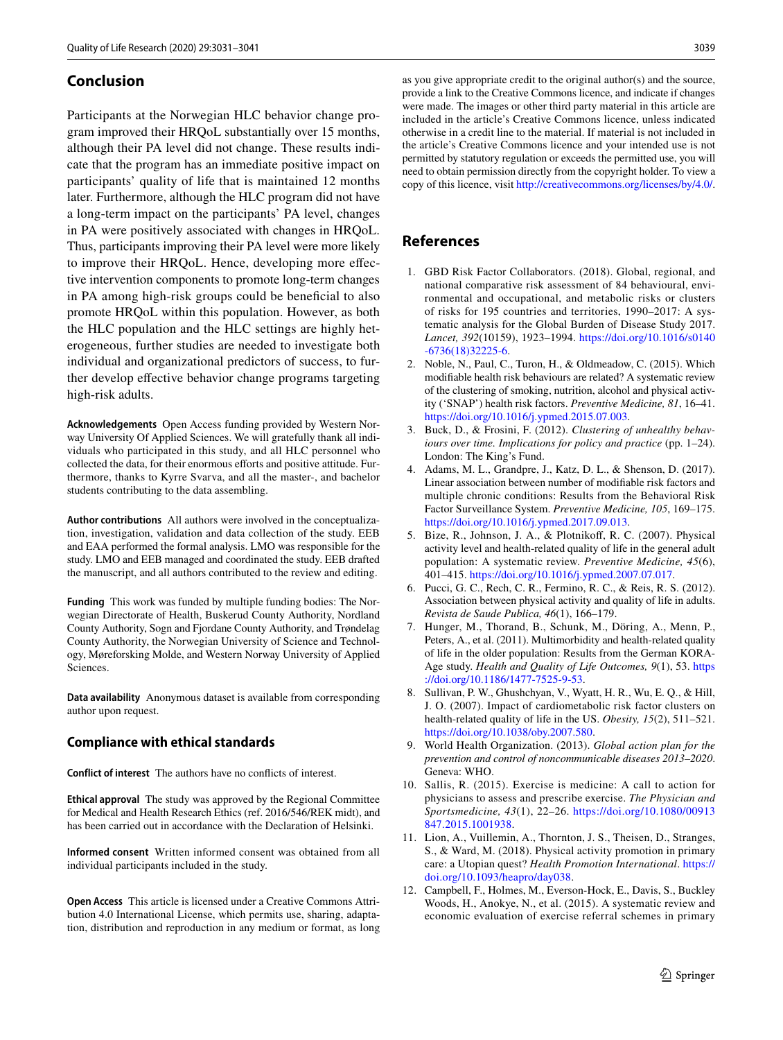## Conclusion

Participants at the Norwegian HLC behavior change program improved their HRQoL substantially over 15 months, although their PA level did not change. These results indicate that the program has an immediate positive impact on participants' quality of life that is maintained 12 months later. Furthermore, although the HLC program did not have a long-term impact on the participants' PA level, changes in PA were positively associated with changes in HRQoL. Thus, participants improving their PA level were more likely to improve their HRQoL. Hence, developing more effective intervention components to promote long-term changes in PA among high-risk groups could be beneficial to also promote HRQoL within this population. However, as both the HLC population and the HLC settings are highly heterogeneous, further studies are needed to investigate both individual and organizational predictors of success, to further develop effective behavior change programs targeting high-risk adults.

**Acknowledgements** Open Access funding provided by Western Norway University Of Applied Sciences. We will gratefully thank all individuals who participated in this study, and all HLC personnel who collected the data, for their enormous efforts and positive attitude. Furthermore, thanks to Kyrre Svarva, and all the master-, and bachelor students contributing to the data assembling.

**Author contributions** All authors were involved in the conceptualization, investigation, validation and data collection of the study. EEB and EAA performed the formal analysis. LMO was responsible for the study. LMO and EEB managed and coordinated the study. EEB drafted the manuscript, and all authors contributed to the review and editing.

**Funding** This work was funded by multiple funding bodies: The Norwegian Directorate of Health, Buskerud County Authority, Nordland County Authority, Sogn and Fjordane County Authority, and Trøndelag County Authority, the Norwegian University of Science and Technology, Møreforsking Molde, and Western Norway University of Applied Sciences.

**Data availability** Anonymous dataset is available from corresponding author upon request.

## Compliance with ethical standards

**Conflict of interest** The authors have no conflicts of interest.

**Ethical approval** The study was approved by the Regional Committee for Medical and Health Research Ethics (ref. 2016/546/REK midt), and has been carried out in accordance with the Declaration of Helsinki.

**Informed consent** Written informed consent was obtained from all individual participants included in the study.

**Open Access** This article is licensed under a Creative Commons Attribution 4.0 International License, which permits use, sharing, adaptation, distribution and reproduction in any medium or format, as long as you give appropriate credit to the original author(s) and the source, provide a link to the Creative Commons licence, and indicate if changes were made. The images or other third party material in this article are included in the article's Creative Commons licence, unless indicated otherwise in a credit line to the material. If material is not included in the article's Creative Commons licence and your intended use is not permitted by statutory regulation or exceeds the permitted use, you will need to obtain permission directly from the copyright holder. To view a copy of this licence, visit http://creativecommons.org/licenses/by/4.0/.

## References

1. GBD Risk Factor Collaborators. (2018). Global, regional, and national comparative risk assessment of 84 behavioural, environmental and occupational, and metabolic risks or clusters of risks for 195 countries and territories, 1990–2017: A systematic analysis for the Global Burden of Disease Study 2017. *Lancet, 392*(10159), 1923–1994. https://doi.org/10.1016/s0140-6736(18)32225-6.
2. Noble, N., Paul, C., Turon, H., & Oldmeadow, C. (2015). Which modifiable health risk behaviours are related? A systematic review of the clustering of smoking, nutrition, alcohol and physical activity ('SNAP') health risk factors. *Preventive Medicine, 81*, 16–41. https://doi.org/10.1016/j.ypmed.2015.07.003.
3. Buck, D., & Frosini, F. (2012). *Clustering of unhealthy behaviours over time. Implications for policy and practice* (pp. 1–24). London: The King's Fund.
4. Adams, M. L., Grandpre, J., Katz, D. L., & Shenson, D. (2017). Linear association between number of modifiable risk factors and multiple chronic conditions: Results from the Behavioral Risk Factor Surveillance System. *Preventive Medicine, 105*, 169–175. https://doi.org/10.1016/j.ypmed.2017.09.013.
5. Bize, R., Johnson, J. A., & Plotnikoff, R. C. (2007). Physical activity level and health-related quality of life in the general adult population: A systematic review. *Preventive Medicine, 45*(6), 401–415. https://doi.org/10.1016/j.ypmed.2007.07.017.
6. Pucci, G. C., Rech, C. R., Fermino, R. C., & Reis, R. S. (2012). Association between physical activity and quality of life in adults. *Revista de Saude Publica, 46*(1), 166–179.
7. Hunger, M., Thorand, B., Schunk, M., Döring, A., Menn, P., Peters, A., et al. (2011). Multimorbidity and health-related quality of life in the older population: Results from the German KORA-Age study. *Health and Quality of Life Outcomes, 9*(1), 53. https://doi.org/10.1186/1477-7525-9-53.
8. Sullivan, P. W., Ghushchyan, V., Wyatt, H. R., Wu, E. Q., & Hill, J. O. (2007). Impact of cardiometabolic risk factor clusters on health-related quality of life in the US. *Obesity, 15*(2), 511–521. https://doi.org/10.1038/oby.2007.580.
9. World Health Organization. (2013). *Global action plan for the prevention and control of noncommunicable diseases 2013–2020*. Geneva: WHO.
10. Sallis, R. (2015). Exercise is medicine: A call to action for physicians to assess and prescribe exercise. *The Physician and Sportsmedicine, 43*(1), 22–26. https://doi.org/10.1080/00913847.2015.1001938.
11. Lion, A., Vuillemin, A., Thornton, J. S., Theisen, D., Stranges, S., & Ward, M. (2018). Physical activity promotion in primary care: a Utopian quest? *Health Promotion International*. https://doi.org/10.1093/heapro/day038.
12. Campbell, F., Holmes, M., Everson-Hock, E., Davis, S., Buckley Woods, H., Anokye, N., et al. (2015). A systematic review and economic evaluation of exercise referral schemes in primary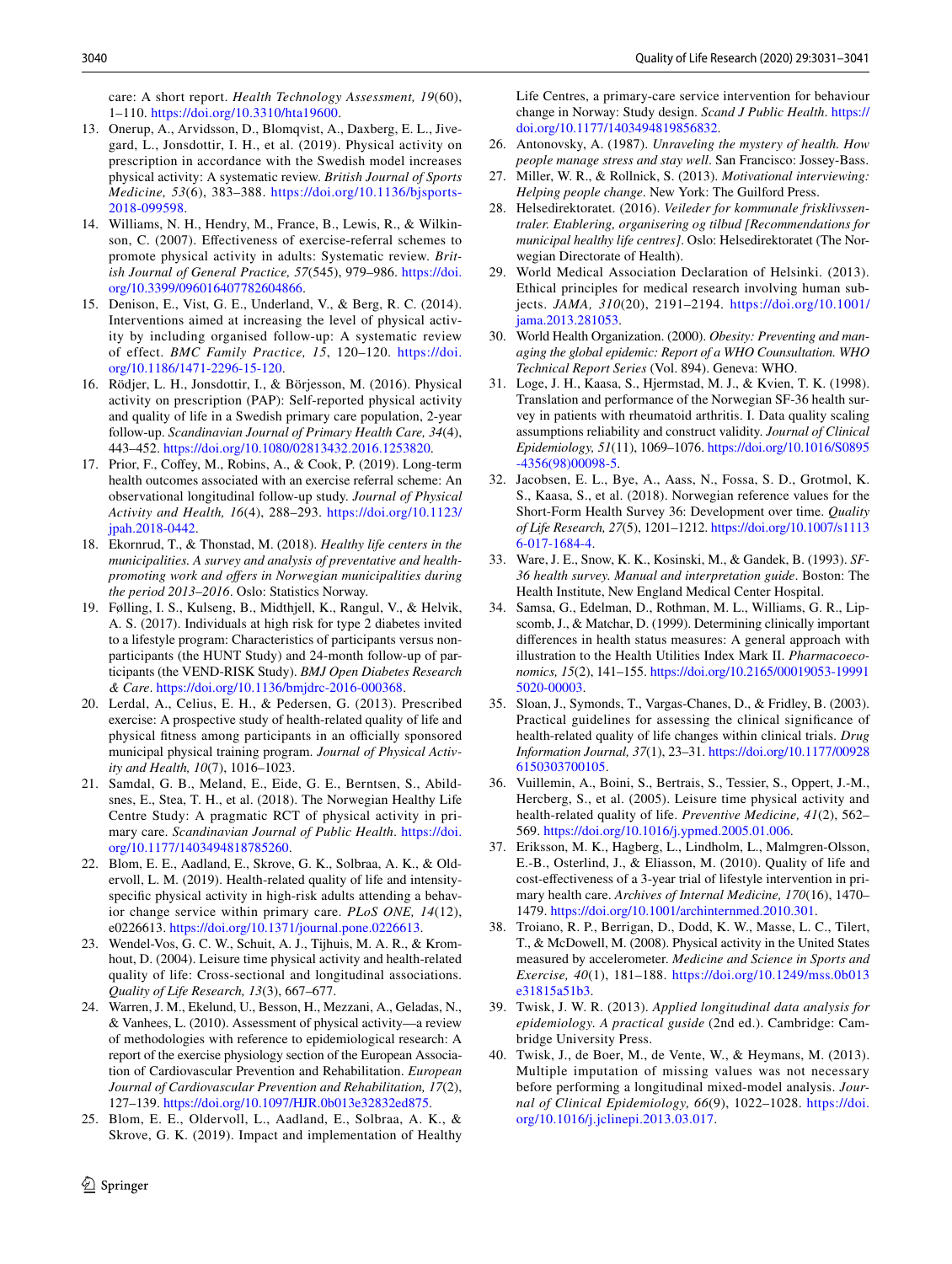care: A short report. *Health Technology Assessment, 19*(60), 1–110. https://doi.org/10.3310/hta19600.

13. Onerup, A., Arvidsson, D., Blomqvist, A., Daxberg, E. L., Jivegard, L., Jonsdottir, I. H., et al. (2019). Physical activity on prescription in accordance with the Swedish model increases physical activity: A systematic review. *British Journal of Sports Medicine, 53*(6), 383–388. https://doi.org/10.1136/bjsports-2018-099598.
14. Williams, N. H., Hendry, M., France, B., Lewis, R., & Wilkinson, C. (2007). Effectiveness of exercise-referral schemes to promote physical activity in adults: Systematic review. *British Journal of General Practice, 57*(545), 979–986. https://doi.org/10.3399/096016407782604866.
15. Denison, E., Vist, G. E., Underland, V., & Berg, R. C. (2014). Interventions aimed at increasing the level of physical activity by including organised follow-up: A systematic review of effect. *BMC Family Practice, 15*, 120–120. https://doi.org/10.1186/1471-2296-15-120.
16. Rödjer, L. H., Jonsdottir, I., & Börjesson, M. (2016). Physical activity on prescription (PAP): Self-reported physical activity and quality of life in a Swedish primary care population, 2-year follow-up. *Scandinavian Journal of Primary Health Care, 34*(4), 443–452. https://doi.org/10.1080/02813432.2016.1253820.
17. Prior, F., Coffey, M., Robins, A., & Cook, P. (2019). Long-term health outcomes associated with an exercise referral scheme: An observational longitudinal follow-up study. *Journal of Physical Activity and Health, 16*(4), 288–293. https://doi.org/10.1123/jpah.2018-0442.
18. Ekornrud, T., & Thonstad, M. (2018). *Healthy life centers in the municipalities. A survey and analysis of preventative and health-promoting work and offers in Norwegian municipalities during the period 2013–2016*. Oslo: Statistics Norway.
19. Følling, I. S., Kulseng, B., Midthjell, K., Rangul, V., & Helvik, A. S. (2017). Individuals at high risk for type 2 diabetes invited to a lifestyle program: Characteristics of participants versus non-participants (the HUNT Study) and 24-month follow-up of participants (the VEND-RISK Study). *BMJ Open Diabetes Research & Care*. https://doi.org/10.1136/bmjdrc-2016-000368.
20. Lerdal, A., Celius, E. H., & Pedersen, G. (2013). Prescribed exercise: A prospective study of health-related quality of life and physical fitness among participants in an officially sponsored municipal physical training program. *Journal of Physical Activity and Health, 10*(7), 1016–1023.
21. Samdal, G. B., Meland, E., Eide, G. E., Berntsen, S., Abildsnes, E., Stea, T. H., et al. (2018). The Norwegian Healthy Life Centre Study: A pragmatic RCT of physical activity in primary care. *Scandinavian Journal of Public Health*. https://doi.org/10.1177/1403494818785260.
22. Blom, E. E., Aadland, E., Skrove, G. K., Solbraa, A. K., & Oldervoll, L. M. (2019). Health-related quality of life and intensity-specific physical activity in high-risk adults attending a behavior change service within primary care. *PLoS ONE, 14*(12), e0226613. https://doi.org/10.1371/journal.pone.0226613.
23. Wendel-Vos, G. C. W., Schuit, A. J., Tijhuis, M. A. R., & Kromhout, D. (2004). Leisure time physical activity and health-related quality of life: Cross-sectional and longitudinal associations. *Quality of Life Research, 13*(3), 667–677.
24. Warren, J. M., Ekelund, U., Besson, H., Mezzani, A., Geladas, N., & Vanhees, L. (2010). Assessment of physical activity—a review of methodologies with reference to epidemiological research: A report of the exercise physiology section of the European Association of Cardiovascular Prevention and Rehabilitation. *European Journal of Cardiovascular Prevention and Rehabilitation, 17*(2), 127–139. https://doi.org/10.1097/HJR.0b013e32832ed875.
25. Blom, E. E., Oldervoll, L., Aadland, E., Solbraa, A. K., & Skrove, G. K. (2019). Impact and implementation of Healthy Life Centres, a primary-care service intervention for behaviour change in Norway: Study design. *Scand J Public Health*. https://doi.org/10.1177/1403494819856832.
26. Antonovsky, A. (1987). *Unraveling the mystery of health. How people manage stress and stay well*. San Francisco: Jossey-Bass.
27. Miller, W. R., & Rollnick, S. (2013). *Motivational interviewing: Helping people change*. New York: The Guilford Press.
28. Helsedirektoratet. (2016). *Veileder for kommunale frisklivssentraler. Etablering, organisering og tilbud [Recommendations for municipal healthy life centres]*. Oslo: Helsedirektoratet (The Norwegian Directorate of Health).
29. World Medical Association Declaration of Helsinki. (2013). Ethical principles for medical research involving human subjects. *JAMA, 310*(20), 2191–2194. https://doi.org/10.1001/jama.2013.281053.
30. World Health Organization. (2000). *Obesity: Preventing and managing the global epidemic: Report of a WHO Counsultation. WHO Technical Report Series* (Vol. 894). Geneva: WHO.
31. Loge, J. H., Kaasa, S., Hjermstad, M. J., & Kvien, T. K. (1998). Translation and performance of the Norwegian SF-36 health survey in patients with rheumatoid arthritis. I. Data quality scaling assumptions reliability and construct validity. *Journal of Clinical Epidemiology, 51*(11), 1069–1076. https://doi.org/10.1016/S0895-4356(98)00098-5.
32. Jacobsen, E. L., Bye, A., Aass, N., Fossa, S. D., Grotmol, K. S., Kaasa, S., et al. (2018). Norwegian reference values for the Short-Form Health Survey 36: Development over time. *Quality of Life Research, 27*(5), 1201–1212. https://doi.org/10.1007/s11136-017-1684-4.
33. Ware, J. E., Snow, K. K., Kosinski, M., & Gandek, B. (1993). *SF-36 health survey. Manual and interpretation guide*. Boston: The Health Institute, New England Medical Center Hospital.
34. Samsa, G., Edelman, D., Rothman, M. L., Williams, G. R., Lipscomb, J., & Matchar, D. (1999). Determining clinically important differences in health status measures: A general approach with illustration to the Health Utilities Index Mark II. *Pharmacoeconomics, 15*(2), 141–155. https://doi.org/10.2165/00019053-199915020-00003.
35. Sloan, J., Symonds, T., Vargas-Chanes, D., & Fridley, B. (2003). Practical guidelines for assessing the clinical significance of health-related quality of life changes within clinical trials. *Drug Information Journal, 37*(1), 23–31. https://doi.org/10.1177/009286150303700105.
36. Vuillemin, A., Boini, S., Bertrais, S., Tessier, S., Oppert, J.-M., Hercberg, S., et al. (2005). Leisure time physical activity and health-related quality of life. *Preventive Medicine, 41*(2), 562–569. https://doi.org/10.1016/j.ypmed.2005.01.006.
37. Eriksson, M. K., Hagberg, L., Lindholm, L., Malmgren-Olsson, E.-B., Osterlind, J., & Eliasson, M. (2010). Quality of life and cost-effectiveness of a 3-year trial of lifestyle intervention in primary health care. *Archives of Internal Medicine, 170*(16), 1470–1479. https://doi.org/10.1001/archinternmed.2010.301.
38. Troiano, R. P., Berrigan, D., Dodd, K. W., Masse, L. C., Tilert, T., & McDowell, M. (2008). Physical activity in the United States measured by accelerometer. *Medicine and Science in Sports and Exercise, 40*(1), 181–188. https://doi.org/10.1249/mss.0b013e31815a51b3.
39. Twisk, J. W. R. (2013). *Applied longitudinal data analysis for epidemiology. A practical guide* (2nd ed.). Cambridge: Cambridge University Press.
40. Twisk, J., de Boer, M., de Vente, W., & Heymans, M. (2013). Multiple imputation of missing values was not necessary before performing a longitudinal mixed-model analysis. *Journal of Clinical Epidemiology, 66*(9), 1022–1028. https://doi.org/10.1016/j.jclinepi.2013.03.017.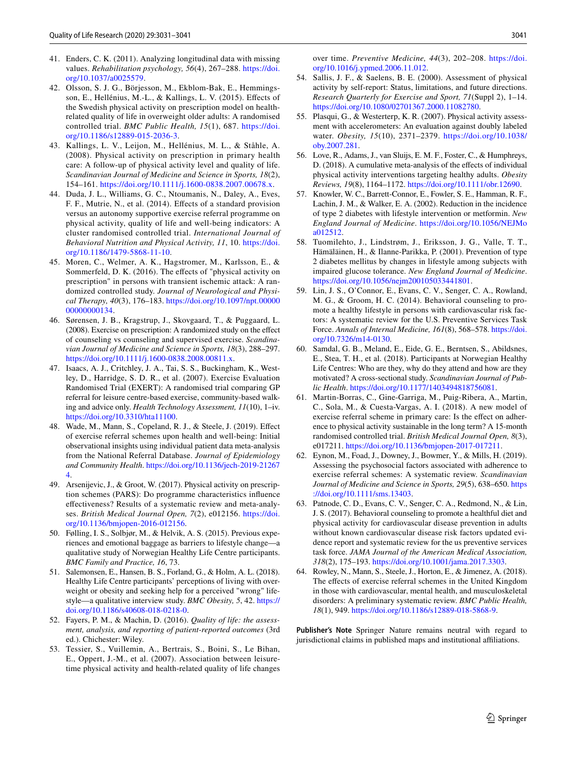41. Enders, C. K. (2011). Analyzing longitudinal data with missing values. *Rehabilitation psychology, 56*(4), 267–288. https://doi.org/10.1037/a0025579.
42. Olsson, S. J. G., Börjesson, M., Ekblom-Bak, E., Hemmingsson, E., Hellénius, M.-L., & Kallings, L. V. (2015). Effects of the Swedish physical activity on prescription model on health-related quality of life in overweight older adults: A randomised controlled trial. *BMC Public Health, 15*(1), 687. https://doi.org/10.1186/s12889-015-2036-3.
43. Kallings, L. V., Leijon, M., Hellénius, M. L., & Ståhle, A. (2008). Physical activity on prescription in primary health care: A follow-up of physical activity level and quality of life. *Scandinavian Journal of Medicine and Science in Sports, 18*(2), 154–161. https://doi.org/10.1111/j.1600-0838.2007.00678.x.
44. Duda, J. L., Williams, G. C., Ntoumanis, N., Daley, A., Eves, F. F., Mutrie, N., et al. (2014). Effects of a standard provision versus an autonomy supportive exercise referral programme on physical activity, quality of life and well-being indicators: A cluster randomised controlled trial. *International Journal of Behavioral Nutrition and Physical Activity, 11*, 10. https://doi.org/10.1186/1479-5868-11-10.
45. Moren, C., Welmer, A. K., Hagstromer, M., Karlsson, E., & Sommerfeld, D. K. (2016). The effects of "physical activity on prescription" in persons with transient ischemic attack: A randomized controlled study. *Journal of Neurological and Physical Therapy, 40*(3), 176–183. https://doi.org/10.1097/npt.0000000000000134.
46. Sørensen, J. B., Kragstrup, J., Skovgaard, T., & Puggaard, L. (2008). Exercise on prescription: A randomized study on the effect of counseling vs counseling and supervised exercise. *Scandinavian Journal of Medicine and Science in Sports, 18*(3), 288–297. https://doi.org/10.1111/j.1600-0838.2008.00811.x.
47. Isaacs, A. J., Critchley, J. A., Tai, S. S., Buckingham, K., Westley, D., Harridge, S. D. R., et al. (2007). Exercise Evaluation Randomised Trial (EXERT): A randomised trial comparing GP referral for leisure centre-based exercise, community-based walking and advice only. *Health Technology Assessment, 11*(10), 1–iv. https://doi.org/10.3310/hta11100.
48. Wade, M., Mann, S., Copeland, R. J., & Steele, J. (2019). Effect of exercise referral schemes upon health and well-being: Initial observational insights using individual patient data meta-analysis from the National Referral Database. *Journal of Epidemiology and Community Health*. https://doi.org/10.1136/jech-2019-212674.
49. Arsenijevic, J., & Groot, W. (2017). Physical activity on prescription schemes (PARS): Do programme characteristics influence effectiveness? Results of a systematic review and meta-analyses. *British Medical Journal Open, 7*(2), e012156. https://doi.org/10.1136/bmjopen-2016-012156.
50. Følling, I. S., Solbjør, M., & Helvik, A. S. (2015). Previous experiences and emotional baggage as barriers to lifestyle change—a qualitative study of Norwegian Healthy Life Centre participants. *BMC Family and Practice, 16*, 73.
51. Salemonsen, E., Hansen, B. S., Forland, G., & Holm, A. L. (2018). Healthy Life Centre participants' perceptions of living with overweight or obesity and seeking help for a perceived "wrong" lifestyle—a qualitative interview study. *BMC Obesity, 5*, 42. https://doi.org/10.1186/s40608-018-0218-0.
52. Fayers, P. M., & Machin, D. (2016). *Quality of life: the assessment, analysis, and reporting of patient-reported outcomes* (3rd ed.). Chichester: Wiley.
53. Tessier, S., Vuillemin, A., Bertrais, S., Boini, S., Le Bihan, E., Oppert, J.-M., et al. (2007). Association between leisure-time physical activity and health-related quality of life changes over time. *Preventive Medicine, 44*(3), 202–208. https://doi.org/10.1016/j.ypmed.2006.11.012.
54. Sallis, J. F., & Saelens, B. E. (2000). Assessment of physical activity by self-report: Status, limitations, and future directions. *Research Quarterly for Exercise and Sport, 71*(Suppl 2), 1–14. https://doi.org/10.1080/02701367.2000.11082780.
55. Plasqui, G., & Westerterp, K. R. (2007). Physical activity assessment with accelerometers: An evaluation against doubly labeled water. *Obesity, 15*(10), 2371–2379. https://doi.org/10.1038/oby.2007.281.
56. Love, R., Adams, J., van Sluijs, E. M. F., Foster, C., & Humphreys, D. (2018). A cumulative meta-analysis of the effects of individual physical activity interventions targeting healthy adults. *Obesity Reviews, 19*(8), 1164–1172. https://doi.org/10.1111/obr.12690.
57. Knowler, W. C., Barrett-Connor, E., Fowler, S. E., Hamman, R. F., Lachin, J. M., & Walker, E. A. (2002). Reduction in the incidence of type 2 diabetes with lifestyle intervention or metformin. *New England Journal of Medicine*. https://doi.org/10.1056/NEJMoa012512.
58. Tuomilehto, J., Lindstrøm, J., Eriksson, J. G., Valle, T. T., Hämäläinen, H., & Ilanne-Parikka, P. (2001). Prevention of type 2 diabetes mellitus by changes in lifestyle among subjects with impaired glucose tolerance. *New England Journal of Medicine*. https://doi.org/10.1056/nejm200105033441801.
59. Lin, J. S., O'Connor, E., Evans, C. V., Senger, C. A., Rowland, M. G., & Groom, H. C. (2014). Behavioral counseling to promote a healthy lifestyle in persons with cardiovascular risk factors: A systematic review for the U.S. Preventive Services Task Force. *Annals of Internal Medicine, 161*(8), 568–578. https://doi.org/10.7326/m14-0130.
60. Samdal, G. B., Meland, E., Eide, G. E., Berntsen, S., Abildsnes, E., Stea, T. H., et al. (2018). Participants at Norwegian Healthy Life Centres: Who are they, why do they attend and how are they motivated? A cross-sectional study. *Scandinavian Journal of Public Health*. https://doi.org/10.1177/1403494818756081.
61. Martin-Borras, C., Gine-Garriga, M., Puig-Ribera, A., Martin, C., Sola, M., & Cuesta-Vargas, A. I. (2018). A new model of exercise referral scheme in primary care: Is the effect on adherence to physical activity sustainable in the long term? A 15-month randomised controlled trial. *British Medical Journal Open, 8*(3), e017211. https://doi.org/10.1136/bmjopen-2017-017211.
62. Eynon, M., Foad, J., Downey, J., Bowmer, Y., & Mills, H. (2019). Assessing the psychosocial factors associated with adherence to exercise referral schemes: A systematic review. *Scandinavian Journal of Medicine and Science in Sports, 29*(5), 638–650. https://doi.org/10.1111/sms.13403.
63. Patnode, C. D., Evans, C. V., Senger, C. A., Redmond, N., & Lin, J. S. (2017). Behavioral counseling to promote a healthful diet and physical activity for cardiovascular disease prevention in adults without known cardiovascular disease risk factors updated evidence report and systematic review for the us preventive services task force. *JAMA Journal of the American Medical Association, 318*(2), 175–193. https://doi.org/10.1001/jama.2017.3303.
64. Rowley, N., Mann, S., Steele, J., Horton, E., & Jimenez, A. (2018). The effects of exercise referral schemes in the United Kingdom in those with cardiovascular, mental health, and musculoskeletal disorders: A preliminary systematic review. *BMC Public Health, 18*(1), 949. https://doi.org/10.1186/s12889-018-5868-9.

**Publisher's Note** Springer Nature remains neutral with regard to jurisdictional claims in published maps and institutional affiliations.